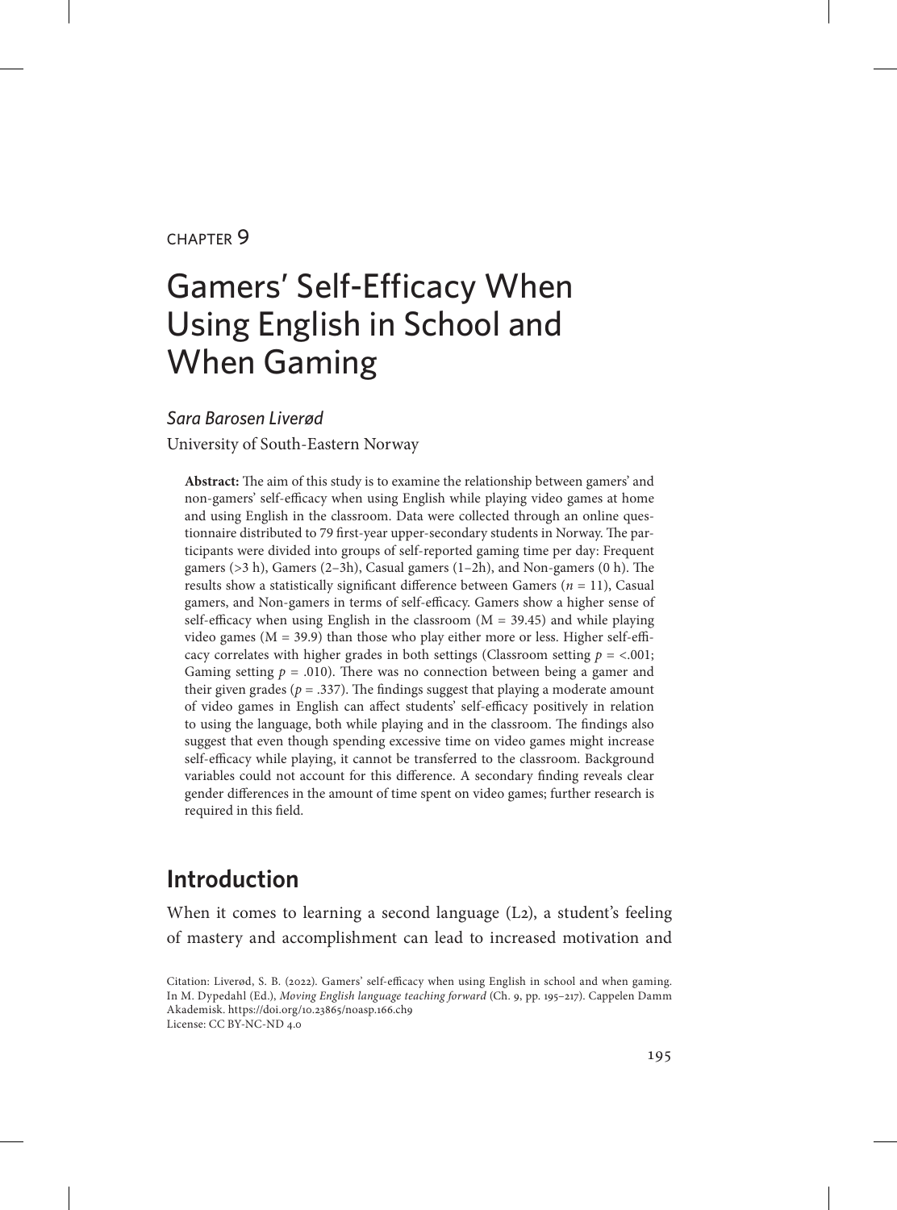CHAPTER 9

# Gamers' Self-Efficacy When Using English in School and When Gaming

*Sara Barosen Liverød*

University of South-Eastern Norway

**Abstract:** The aim of this study is to examine the relationship between gamers' and non-gamers' self-efficacy when using English while playing video games at home and using English in the classroom. Data were collected through an online questionnaire distributed to 79 first-year upper-secondary students in Norway. The participants were divided into groups of self-reported gaming time per day: Frequent gamers (>3 h), Gamers (2–3h), Casual gamers (1–2h), and Non-gamers (0 h). The results show a statistically significant difference between Gamers ($n = 11$), Casual gamers, and Non-gamers in terms of self-efficacy. Gamers show a higher sense of self-efficacy when using English in the classroom (M = 39.45) and while playing video games (M = 39.9) than those who play either more or less. Higher self-efficacy correlates with higher grades in both settings (Classroom setting $p = <.001$; Gaming setting $p = .010$). There was no connection between being a gamer and their given grades ($p = .337$). The findings suggest that playing a moderate amount of video games in English can affect students' self-efficacy positively in relation to using the language, both while playing and in the classroom. The findings also suggest that even though spending excessive time on video games might increase self-efficacy while playing, it cannot be transferred to the classroom. Background variables could not account for this difference. A secondary finding reveals clear gender differences in the amount of time spent on video games; further research is required in this field.

## Introduction

When it comes to learning a second language (L2), a student's feeling of mastery and accomplishment can lead to increased motivation and

Citation: Liverød, S. B. (2022). Gamers' self-efficacy when using English in school and when gaming. In M. Dypedahl (Ed.), *Moving English language teaching forward* (Ch. 9, pp. 195–217). Cappelen Damm Akademisk. https://doi.org/10.23865/noasp.166.ch9
License: CC BY-NC-ND 4.0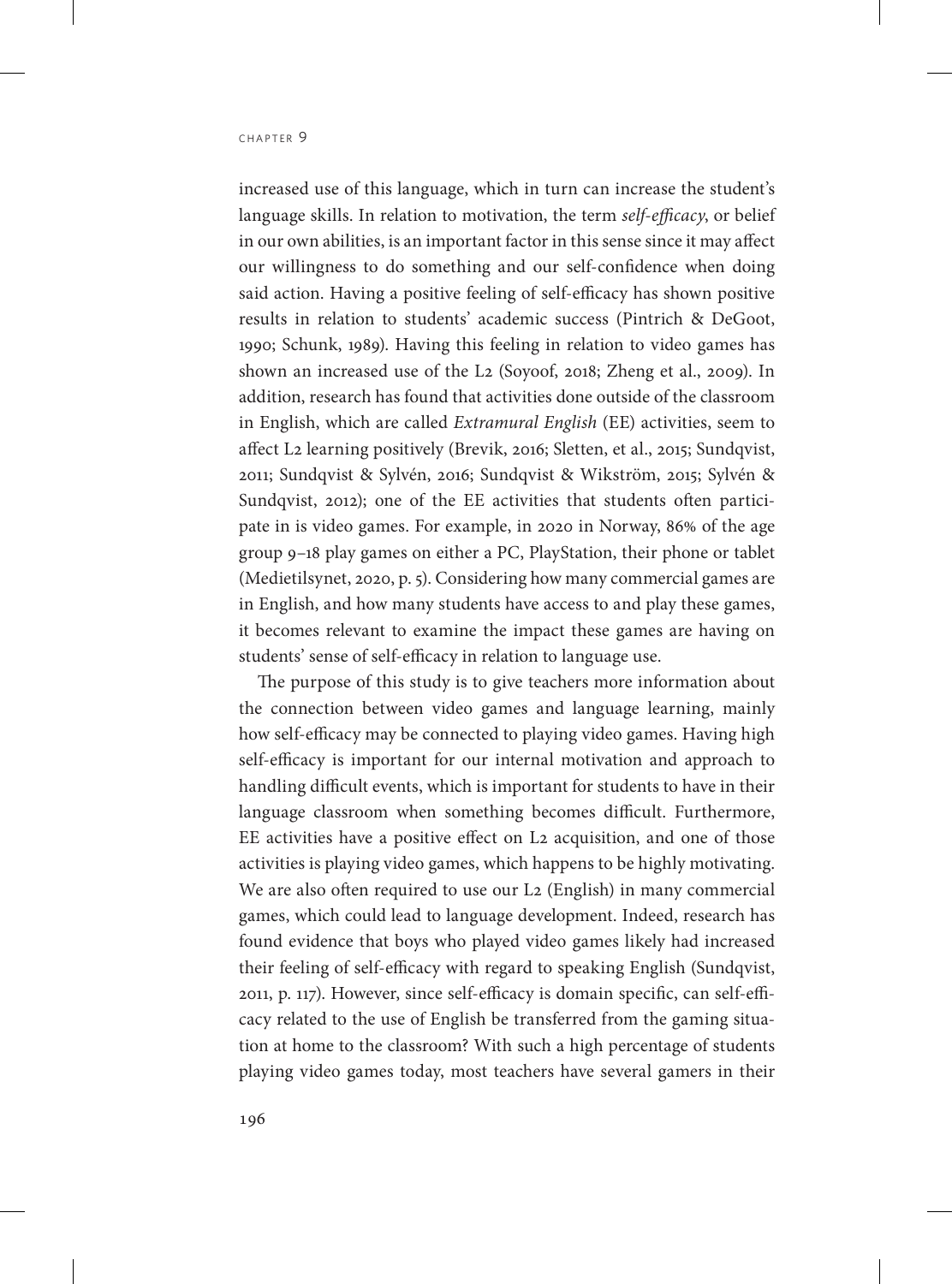increased use of this language, which in turn can increase the student's language skills. In relation to motivation, the term *self-efficacy*, or belief in our own abilities, is an important factor in this sense since it may affect our willingness to do something and our self-confidence when doing said action. Having a positive feeling of self-efficacy has shown positive results in relation to students' academic success (Pintrich & DeGoot, 1990; Schunk, 1989). Having this feeling in relation to video games has shown an increased use of the L2 (Soyoof, 2018; Zheng et al., 2009). In addition, research has found that activities done outside of the classroom in English, which are called *Extramural English* (EE) activities, seem to affect L2 learning positively (Brevik, 2016; Sletten, et al., 2015; Sundqvist, 2011; Sundqvist & Sylvén, 2016; Sundqvist & Wikström, 2015; Sylvén & Sundqvist, 2012); one of the EE activities that students often participate in is video games. For example, in 2020 in Norway, 86% of the age group 9–18 play games on either a PC, PlayStation, their phone or tablet (Medietilsynet, 2020, p. 5). Considering how many commercial games are in English, and how many students have access to and play these games, it becomes relevant to examine the impact these games are having on students' sense of self-efficacy in relation to language use.

The purpose of this study is to give teachers more information about the connection between video games and language learning, mainly how self-efficacy may be connected to playing video games. Having high self-efficacy is important for our internal motivation and approach to handling difficult events, which is important for students to have in their language classroom when something becomes difficult. Furthermore, EE activities have a positive effect on L2 acquisition, and one of those activities is playing video games, which happens to be highly motivating. We are also often required to use our L2 (English) in many commercial games, which could lead to language development. Indeed, research has found evidence that boys who played video games likely had increased their feeling of self-efficacy with regard to speaking English (Sundqvist, 2011, p. 117). However, since self-efficacy is domain specific, can self-efficacy related to the use of English be transferred from the gaming situation at home to the classroom? With such a high percentage of students playing video games today, most teachers have several gamers in their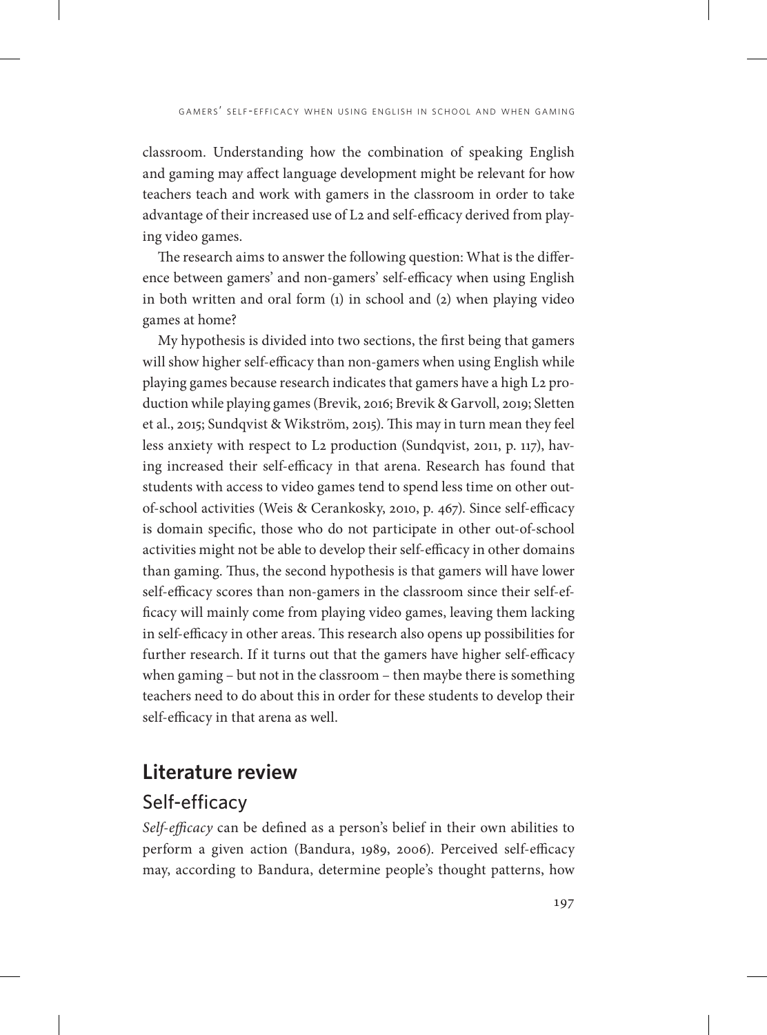classroom. Understanding how the combination of speaking English and gaming may affect language development might be relevant for how teachers teach and work with gamers in the classroom in order to take advantage of their increased use of L2 and self-efficacy derived from playing video games.

The research aims to answer the following question: What is the difference between gamers' and non-gamers' self-efficacy when using English in both written and oral form (1) in school and (2) when playing video games at home?

My hypothesis is divided into two sections, the first being that gamers will show higher self-efficacy than non-gamers when using English while playing games because research indicates that gamers have a high L2 production while playing games (Brevik, 2016; Brevik & Garvoll, 2019; Sletten et al., 2015; Sundqvist & Wikström, 2015). This may in turn mean they feel less anxiety with respect to L2 production (Sundqvist, 2011, p. 117), having increased their self-efficacy in that arena. Research has found that students with access to video games tend to spend less time on other out-of-school activities (Weis & Cerankosky, 2010, p. 467). Since self-efficacy is domain specific, those who do not participate in other out-of-school activities might not be able to develop their self-efficacy in other domains than gaming. Thus, the second hypothesis is that gamers will have lower self-efficacy scores than non-gamers in the classroom since their self-efficacy will mainly come from playing video games, leaving them lacking in self-efficacy in other areas. This research also opens up possibilities for further research. If it turns out that the gamers have higher self-efficacy when gaming – but not in the classroom – then maybe there is something teachers need to do about this in order for these students to develop their self-efficacy in that arena as well.

## Literature review

### Self-efficacy

*Self-efficacy* can be defined as a person's belief in their own abilities to perform a given action (Bandura, 1989, 2006). Perceived self-efficacy may, according to Bandura, determine people's thought patterns, how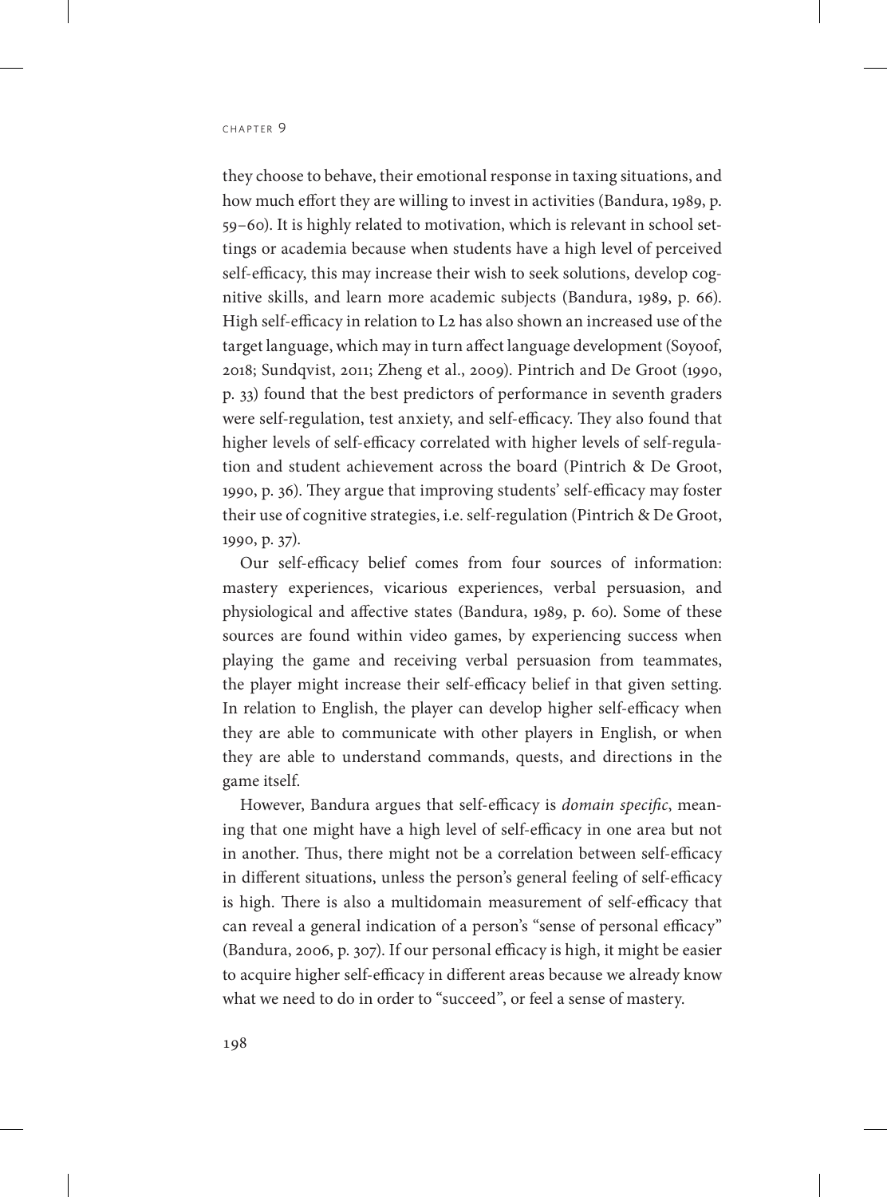they choose to behave, their emotional response in taxing situations, and how much effort they are willing to invest in activities (Bandura, 1989, p. 59–60). It is highly related to motivation, which is relevant in school settings or academia because when students have a high level of perceived self-efficacy, this may increase their wish to seek solutions, develop cognitive skills, and learn more academic subjects (Bandura, 1989, p. 66). High self-efficacy in relation to L2 has also shown an increased use of the target language, which may in turn affect language development (Soyoof, 2018; Sundqvist, 2011; Zheng et al., 2009). Pintrich and De Groot (1990, p. 33) found that the best predictors of performance in seventh graders were self-regulation, test anxiety, and self-efficacy. They also found that higher levels of self-efficacy correlated with higher levels of self-regulation and student achievement across the board (Pintrich & De Groot, 1990, p. 36). They argue that improving students' self-efficacy may foster their use of cognitive strategies, i.e. self-regulation (Pintrich & De Groot, 1990, p. 37).

Our self-efficacy belief comes from four sources of information: mastery experiences, vicarious experiences, verbal persuasion, and physiological and affective states (Bandura, 1989, p. 60). Some of these sources are found within video games, by experiencing success when playing the game and receiving verbal persuasion from teammates, the player might increase their self-efficacy belief in that given setting. In relation to English, the player can develop higher self-efficacy when they are able to communicate with other players in English, or when they are able to understand commands, quests, and directions in the game itself.

However, Bandura argues that self-efficacy is *domain specific*, meaning that one might have a high level of self-efficacy in one area but not in another. Thus, there might not be a correlation between self-efficacy in different situations, unless the person's general feeling of self-efficacy is high. There is also a multidomain measurement of self-efficacy that can reveal a general indication of a person's "sense of personal efficacy" (Bandura, 2006, p. 307). If our personal efficacy is high, it might be easier to acquire higher self-efficacy in different areas because we already know what we need to do in order to "succeed", or feel a sense of mastery.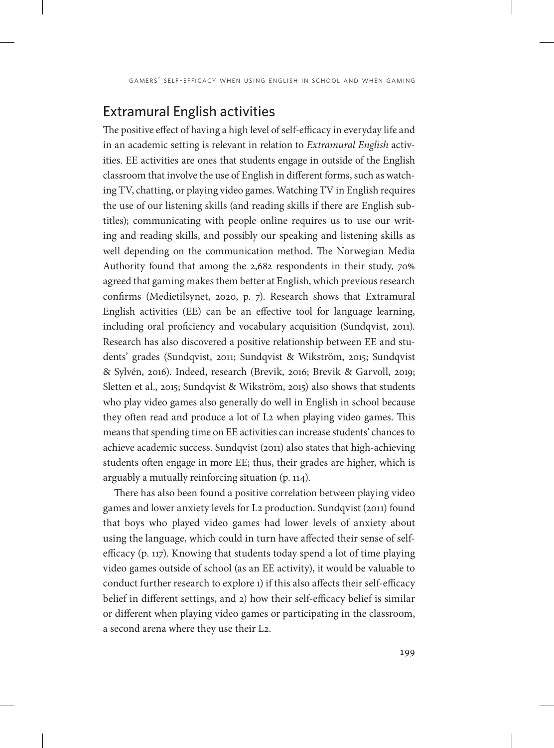## Extramural English activities

The positive effect of having a high level of self-efficacy in everyday life and in an academic setting is relevant in relation to *Extramural English* activities. EE activities are ones that students engage in outside of the English classroom that involve the use of English in different forms, such as watching TV, chatting, or playing video games. Watching TV in English requires the use of our listening skills (and reading skills if there are English subtitles); communicating with people online requires us to use our writing and reading skills, and possibly our speaking and listening skills as well depending on the communication method. The Norwegian Media Authority found that among the 2,682 respondents in their study, 70% agreed that gaming makes them better at English, which previous research confirms (Medietilsynet, 2020, p. 7). Research shows that Extramural English activities (EE) can be an effective tool for language learning, including oral proficiency and vocabulary acquisition (Sundqvist, 2011). Research has also discovered a positive relationship between EE and students' grades (Sundqvist, 2011; Sundqvist & Wikström, 2015; Sundqvist & Sylvén, 2016). Indeed, research (Brevik, 2016; Brevik & Garvoll, 2019; Sletten et al., 2015; Sundqvist & Wikström, 2015) also shows that students who play video games also generally do well in English in school because they often read and produce a lot of L2 when playing video games. This means that spending time on EE activities can increase students' chances to achieve academic success. Sundqvist (2011) also states that high-achieving students often engage in more EE; thus, their grades are higher, which is arguably a mutually reinforcing situation (p. 114).

There has also been found a positive correlation between playing video games and lower anxiety levels for L2 production. Sundqvist (2011) found that boys who played video games had lower levels of anxiety about using the language, which could in turn have affected their sense of self-efficacy (p. 117). Knowing that students today spend a lot of time playing video games outside of school (as an EE activity), it would be valuable to conduct further research to explore 1) if this also affects their self-efficacy belief in different settings, and 2) how their self-efficacy belief is similar or different when playing video games or participating in the classroom, a second arena where they use their L2.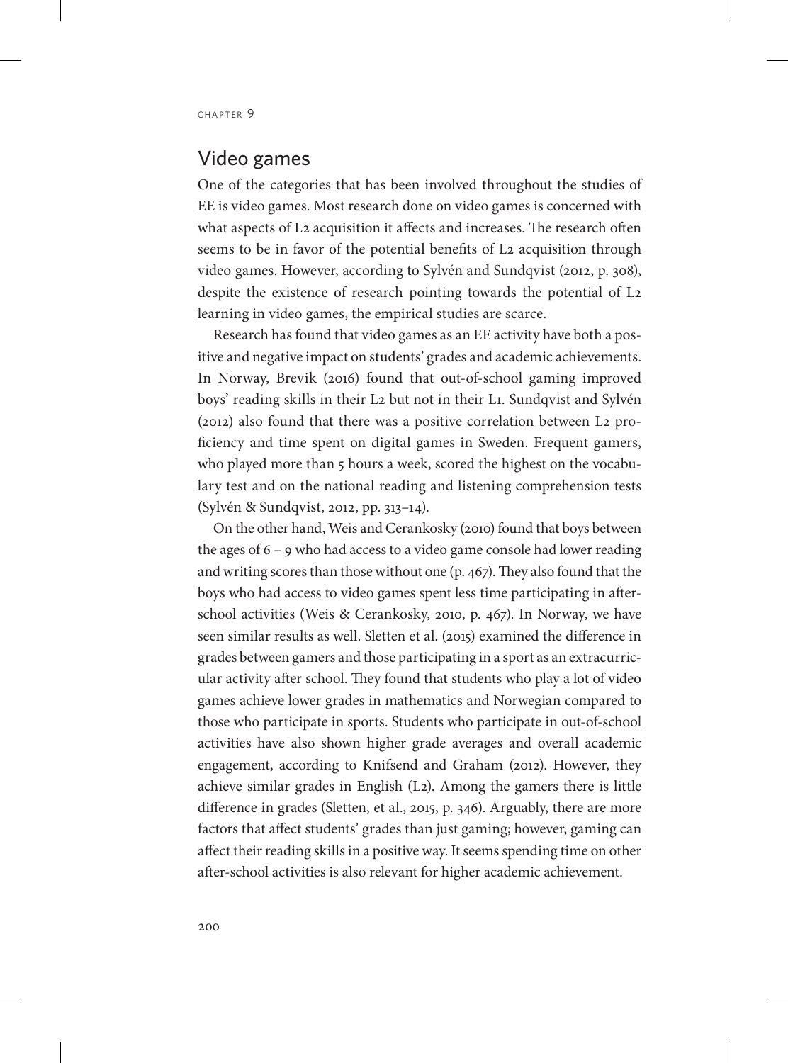## Video games

One of the categories that has been involved throughout the studies of EE is video games. Most research done on video games is concerned with what aspects of L2 acquisition it affects and increases. The research often seems to be in favor of the potential benefits of L2 acquisition through video games. However, according to Sylvén and Sundqvist (2012, p. 308), despite the existence of research pointing towards the potential of L2 learning in video games, the empirical studies are scarce.

Research has found that video games as an EE activity have both a positive and negative impact on students' grades and academic achievements. In Norway, Brevik (2016) found that out-of-school gaming improved boys' reading skills in their L2 but not in their L1. Sundqvist and Sylvén (2012) also found that there was a positive correlation between L2 proficiency and time spent on digital games in Sweden. Frequent gamers, who played more than 5 hours a week, scored the highest on the vocabulary test and on the national reading and listening comprehension tests (Sylvén & Sundqvist, 2012, pp. 313–14).

On the other hand, Weis and Cerankosky (2010) found that boys between the ages of 6 – 9 who had access to a video game console had lower reading and writing scores than those without one (p. 467). They also found that the boys who had access to video games spent less time participating in after-school activities (Weis & Cerankosky, 2010, p. 467). In Norway, we have seen similar results as well. Sletten et al. (2015) examined the difference in grades between gamers and those participating in a sport as an extracurricular activity after school. They found that students who play a lot of video games achieve lower grades in mathematics and Norwegian compared to those who participate in sports. Students who participate in out-of-school activities have also shown higher grade averages and overall academic engagement, according to Knifsend and Graham (2012). However, they achieve similar grades in English (L2). Among the gamers there is little difference in grades (Sletten, et al., 2015, p. 346). Arguably, there are more factors that affect students' grades than just gaming; however, gaming can affect their reading skills in a positive way. It seems spending time on other after-school activities is also relevant for higher academic achievement.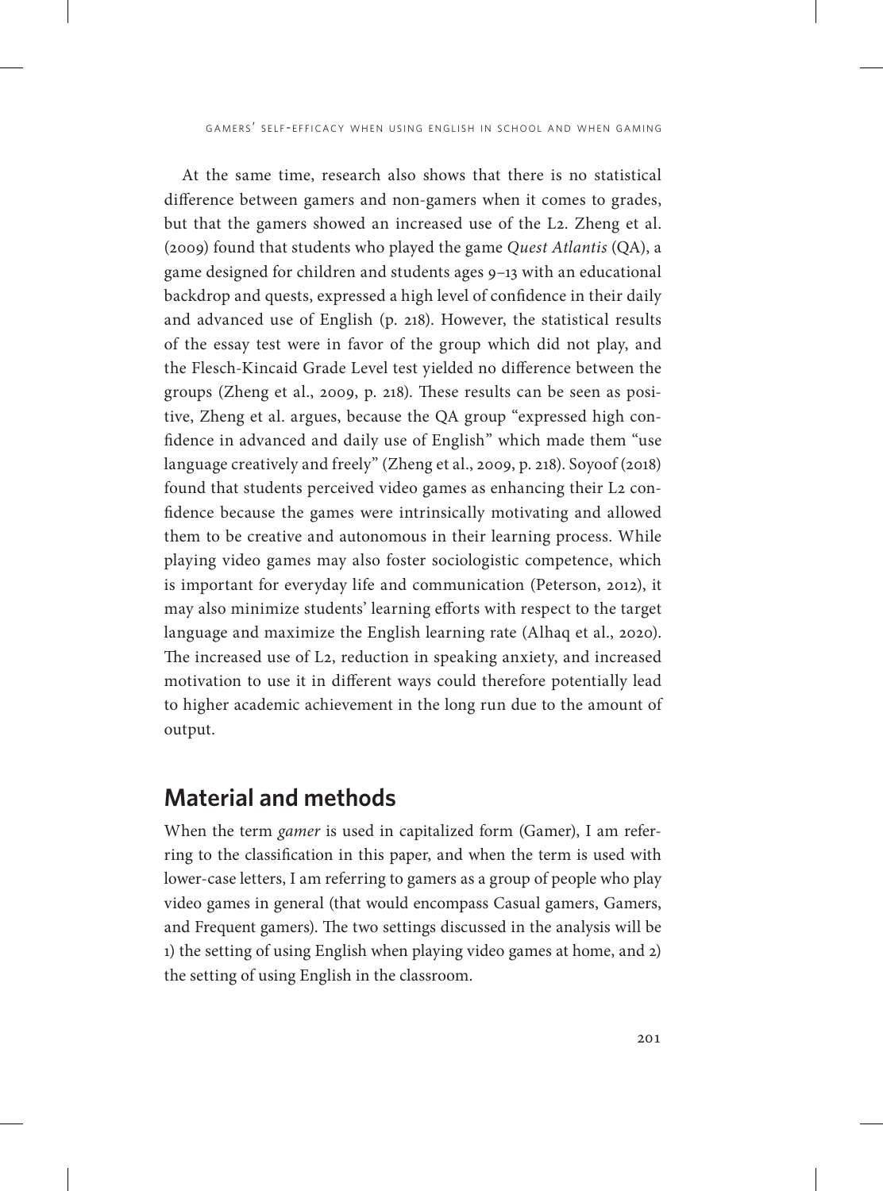At the same time, research also shows that there is no statistical difference between gamers and non-gamers when it comes to grades, but that the gamers showed an increased use of the L2. Zheng et al. (2009) found that students who played the game *Quest Atlantis* (QA), a game designed for children and students ages 9–13 with an educational backdrop and quests, expressed a high level of confidence in their daily and advanced use of English (p. 218). However, the statistical results of the essay test were in favor of the group which did not play, and the Flesch-Kincaid Grade Level test yielded no difference between the groups (Zheng et al., 2009, p. 218). These results can be seen as positive, Zheng et al. argues, because the QA group "expressed high confidence in advanced and daily use of English" which made them "use language creatively and freely" (Zheng et al., 2009, p. 218). Soyoof (2018) found that students perceived video games as enhancing their L2 confidence because the games were intrinsically motivating and allowed them to be creative and autonomous in their learning process. While playing video games may also foster sociologistic competence, which is important for everyday life and communication (Peterson, 2012), it may also minimize students' learning efforts with respect to the target language and maximize the English learning rate (Alhaq et al., 2020). The increased use of L2, reduction in speaking anxiety, and increased motivation to use it in different ways could therefore potentially lead to higher academic achievement in the long run due to the amount of output.

## Material and methods

When the term *gamer* is used in capitalized form (Gamer), I am referring to the classification in this paper, and when the term is used with lower-case letters, I am referring to gamers as a group of people who play video games in general (that would encompass Casual gamers, Gamers, and Frequent gamers). The two settings discussed in the analysis will be 1) the setting of using English when playing video games at home, and 2) the setting of using English in the classroom.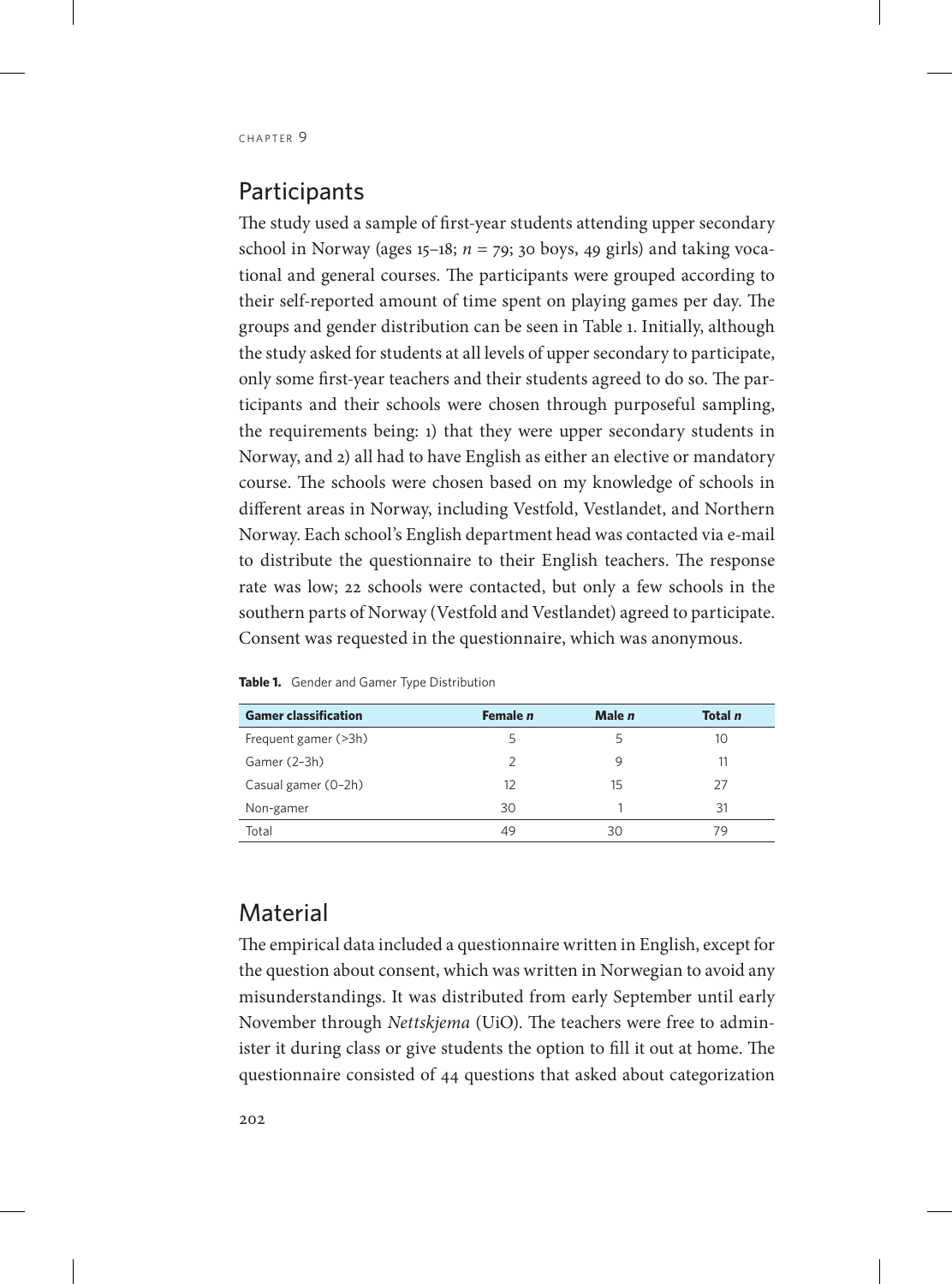## Participants

The study used a sample of first-year students attending upper secondary school in Norway (ages 15–18; $n = 79$; 30 boys, 49 girls) and taking vocational and general courses. The participants were grouped according to their self-reported amount of time spent on playing games per day. The groups and gender distribution can be seen in Table 1. Initially, although the study asked for students at all levels of upper secondary to participate, only some first-year teachers and their students agreed to do so. The participants and their schools were chosen through purposeful sampling, the requirements being: 1) that they were upper secondary students in Norway, and 2) all had to have English as either an elective or mandatory course. The schools were chosen based on my knowledge of schools in different areas in Norway, including Vestfold, Vestlandet, and Northern Norway. Each school's English department head was contacted via e-mail to distribute the questionnaire to their English teachers. The response rate was low; 22 schools were contacted, but only a few schools in the southern parts of Norway (Vestfold and Vestlandet) agreed to participate. Consent was requested in the questionnaire, which was anonymous.

**Table 1.** Gender and Gamer Type Distribution

| Gamer classification | Female *n* | Male *n* | Total *n* |
|---|---|---|---|
| Frequent gamer (>3h) | 5 | 5 | 10 |
| Gamer (2–3h) | 2 | 9 | 11 |
| Casual gamer (0–2h) | 12 | 15 | 27 |
| Non-gamer | 30 | 1 | 31 |
| Total | 49 | 30 | 79 |

## Material

The empirical data included a questionnaire written in English, except for the question about consent, which was written in Norwegian to avoid any misunderstandings. It was distributed from early September until early November through *Nettskjema* (UiO). The teachers were free to administer it during class or give students the option to fill it out at home. The questionnaire consisted of 44 questions that asked about categorization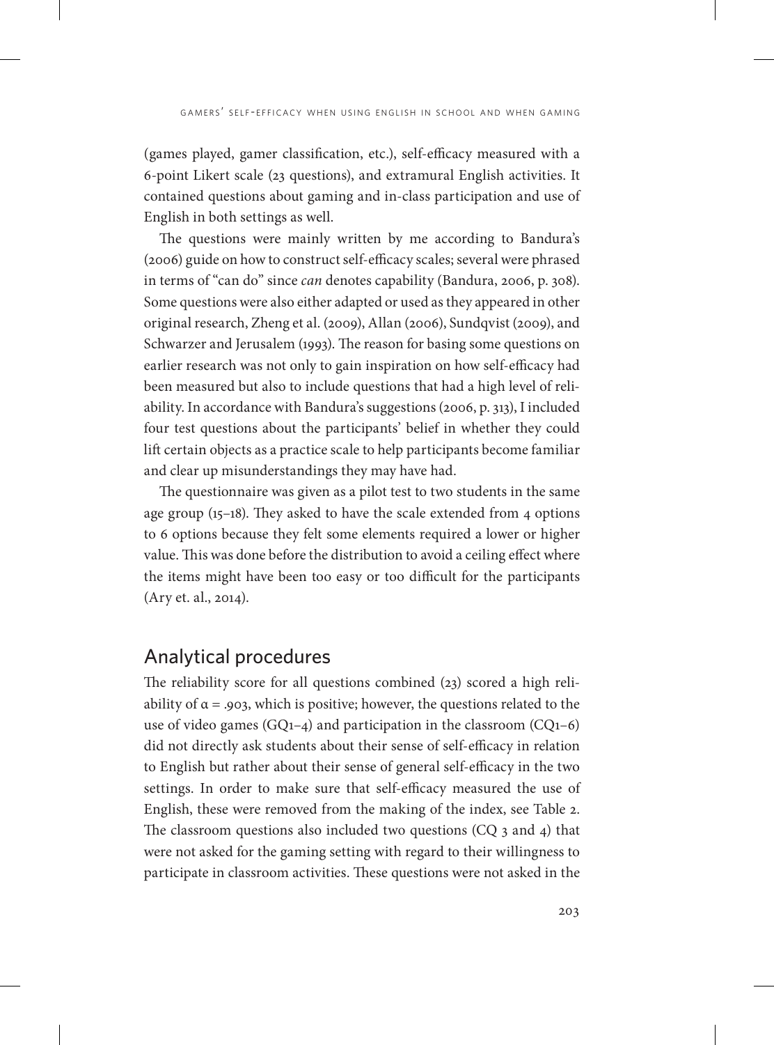(games played, gamer classification, etc.), self-efficacy measured with a 6-point Likert scale (23 questions), and extramural English activities. It contained questions about gaming and in-class participation and use of English in both settings as well.

The questions were mainly written by me according to Bandura's (2006) guide on how to construct self-efficacy scales; several were phrased in terms of "can do" since *can* denotes capability (Bandura, 2006, p. 308). Some questions were also either adapted or used as they appeared in other original research, Zheng et al. (2009), Allan (2006), Sundqvist (2009), and Schwarzer and Jerusalem (1993). The reason for basing some questions on earlier research was not only to gain inspiration on how self-efficacy had been measured but also to include questions that had a high level of reliability. In accordance with Bandura's suggestions (2006, p. 313), I included four test questions about the participants' belief in whether they could lift certain objects as a practice scale to help participants become familiar and clear up misunderstandings they may have had.

The questionnaire was given as a pilot test to two students in the same age group (15–18). They asked to have the scale extended from 4 options to 6 options because they felt some elements required a lower or higher value. This was done before the distribution to avoid a ceiling effect where the items might have been too easy or too difficult for the participants (Ary et. al., 2014).

## Analytical procedures

The reliability score for all questions combined (23) scored a high reliability of $\alpha = .903$, which is positive; however, the questions related to the use of video games (GQ1–4) and participation in the classroom (CQ1–6) did not directly ask students about their sense of self-efficacy in relation to English but rather about their sense of general self-efficacy in the two settings. In order to make sure that self-efficacy measured the use of English, these were removed from the making of the index, see Table 2. The classroom questions also included two questions (CQ 3 and 4) that were not asked for the gaming setting with regard to their willingness to participate in classroom activities. These questions were not asked in the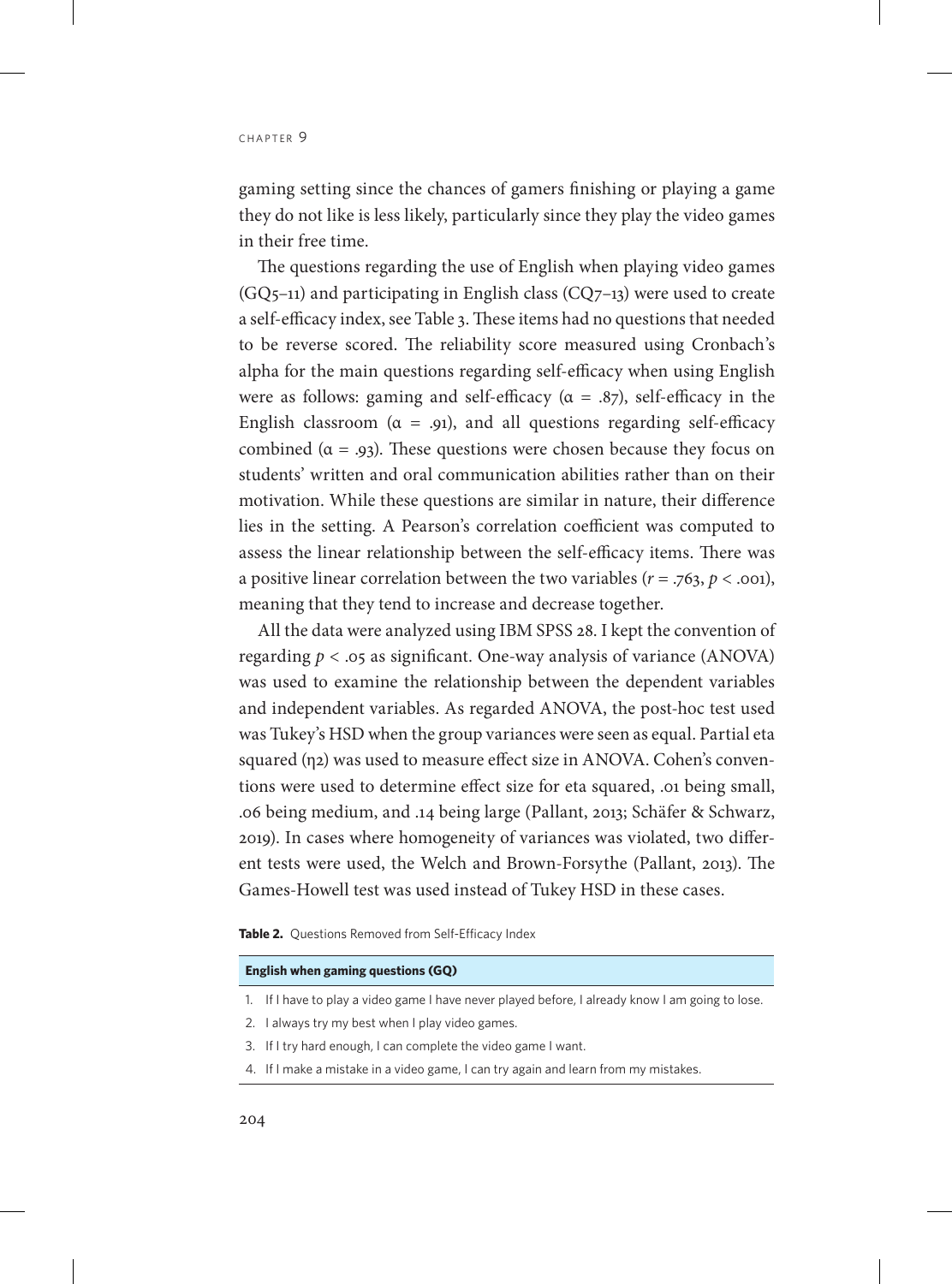gaming setting since the chances of gamers finishing or playing a game they do not like is less likely, particularly since they play the video games in their free time.

The questions regarding the use of English when playing video games (GQ5–11) and participating in English class (CQ7–13) were used to create a self-efficacy index, see Table 3. These items had no questions that needed to be reverse scored. The reliability score measured using Cronbach's alpha for the main questions regarding self-efficacy when using English were as follows: gaming and self-efficacy ($\alpha$ = .87), self-efficacy in the English classroom ($\alpha$ = .91), and all questions regarding self-efficacy combined ($\alpha$ = .93). These questions were chosen because they focus on students' written and oral communication abilities rather than on their motivation. While these questions are similar in nature, their difference lies in the setting. A Pearson's correlation coefficient was computed to assess the linear relationship between the self-efficacy items. There was a positive linear correlation between the two variables ($r$ = .763, $p$ < .001), meaning that they tend to increase and decrease together.

All the data were analyzed using IBM SPSS 28. I kept the convention of regarding $p$ < .05 as significant. One-way analysis of variance (ANOVA) was used to examine the relationship between the dependent variables and independent variables. As regarded ANOVA, the post-hoc test used was Tukey's HSD when the group variances were seen as equal. Partial eta squared ($\eta 2$) was used to measure effect size in ANOVA. Cohen's conventions were used to determine effect size for eta squared, .01 being small, .06 being medium, and .14 being large (Pallant, 2013; Schäfer & Schwarz, 2019). In cases where homogeneity of variances was violated, two different tests were used, the Welch and Brown-Forsythe (Pallant, 2013). The Games-Howell test was used instead of Tukey HSD in these cases.

**Table 2.** Questions Removed from Self-Efficacy Index

| **English when gaming questions (GQ)** |
|---|
| 1. If I have to play a video game I have never played before, I already know I am going to lose. |
| 2. I always try my best when I play video games. |
| 3. If I try hard enough, I can complete the video game I want. |
| 4. If I make a mistake in a video game, I can try again and learn from my mistakes. |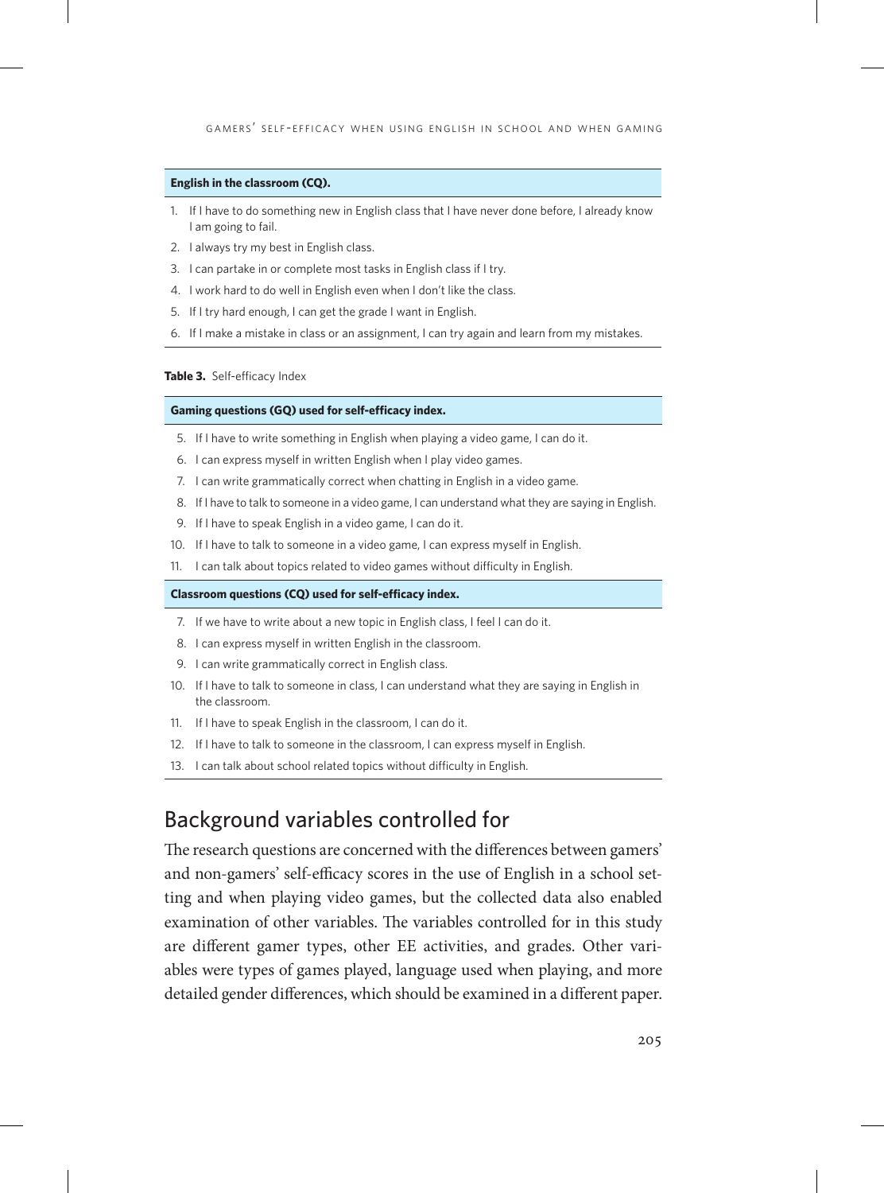| **English in the classroom (CQ).** |
|---|
| 1. If I have to do something new in English class that I have never done before, I already know I am going to fail. |
| 2. I always try my best in English class. |
| 3. I can partake in or complete most tasks in English class if I try. |
| 4. I work hard to do well in English even when I don't like the class. |
| 5. If I try hard enough, I can get the grade I want in English. |
| 6. If I make a mistake in class or an assignment, I can try again and learn from my mistakes. |

**Table 3.** Self-efficacy Index

| **Gaming questions (GQ) used for self-efficacy index.** |
|---|
| 5. If I have to write something in English when playing a video game, I can do it. |
| 6. I can express myself in written English when I play video games. |
| 7. I can write grammatically correct when chatting in English in a video game. |
| 8. If I have to talk to someone in a video game, I can understand what they are saying in English. |
| 9. If I have to speak English in a video game, I can do it. |
| 10. If I have to talk to someone in a video game, I can express myself in English. |
| 11. I can talk about topics related to video games without difficulty in English. |
| **Classroom questions (CQ) used for self-efficacy index.** |
| 7. If we have to write about a new topic in English class, I feel I can do it. |
| 8. I can express myself in written English in the classroom. |
| 9. I can write grammatically correct in English class. |
| 10. If I have to talk to someone in class, I can understand what they are saying in English in the classroom. |
| 11. If I have to speak English in the classroom, I can do it. |
| 12. If I have to talk to someone in the classroom, I can express myself in English. |
| 13. I can talk about school related topics without difficulty in English. |

## Background variables controlled for

The research questions are concerned with the differences between gamers' and non-gamers' self-efficacy scores in the use of English in a school setting and when playing video games, but the collected data also enabled examination of other variables. The variables controlled for in this study are different gamer types, other EE activities, and grades. Other variables were types of games played, language used when playing, and more detailed gender differences, which should be examined in a different paper.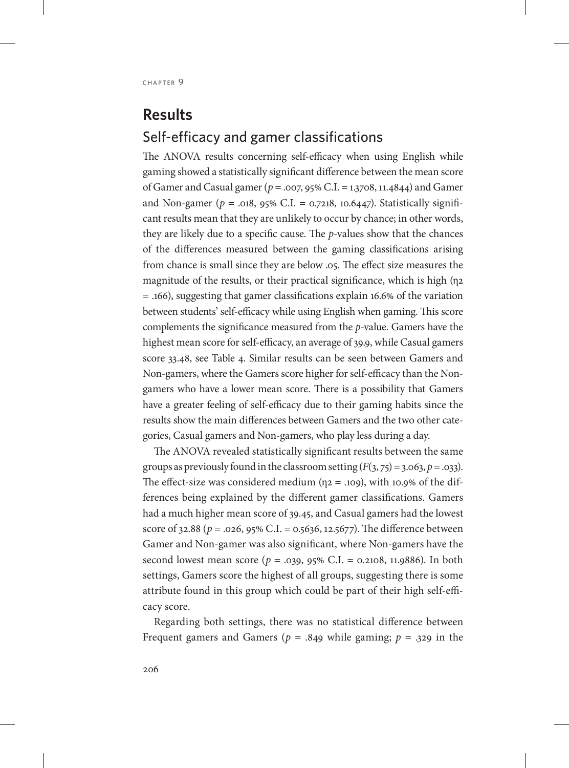# Results

## Self-efficacy and gamer classifications

The ANOVA results concerning self-efficacy when using English while gaming showed a statistically significant difference between the mean score of Gamer and Casual gamer ($p$ = .007, 95% C.I. = 1.3708, 11.4844) and Gamer and Non-gamer ($p$ = .018, 95% C.I. = 0.7218, 10.6447). Statistically significant results mean that they are unlikely to occur by chance; in other words, they are likely due to a specific cause. The $p$-values show that the chances of the differences measured between the gaming classifications arising from chance is small since they are below .05. The effect size measures the magnitude of the results, or their practical significance, which is high ($\eta 2$ = .166), suggesting that gamer classifications explain 16.6% of the variation between students' self-efficacy while using English when gaming. This score complements the significance measured from the $p$-value. Gamers have the highest mean score for self-efficacy, an average of 39.9, while Casual gamers score 33.48, see Table 4. Similar results can be seen between Gamers and Non-gamers, where the Gamers score higher for self-efficacy than the Non-gamers who have a lower mean score. There is a possibility that Gamers have a greater feeling of self-efficacy due to their gaming habits since the results show the main differences between Gamers and the two other categories, Casual gamers and Non-gamers, who play less during a day.

The ANOVA revealed statistically significant results between the same groups as previously found in the classroom setting ($F(3, 75) = 3.063, p = .033$). The effect-size was considered medium ($\eta 2$ = .109), with 10.9% of the differences being explained by the different gamer classifications. Gamers had a much higher mean score of 39.45, and Casual gamers had the lowest score of 32.88 ($p$ = .026, 95% C.I. = 0.5636, 12.5677). The difference between Gamer and Non-gamer was also significant, where Non-gamers have the second lowest mean score ($p$ = .039, 95% C.I. = 0.2108, 11.9886). In both settings, Gamers score the highest of all groups, suggesting there is some attribute found in this group which could be part of their high self-efficacy score.

Regarding both settings, there was no statistical difference between Frequent gamers and Gamers ($p$ = .849 while gaming; $p$ = .329 in the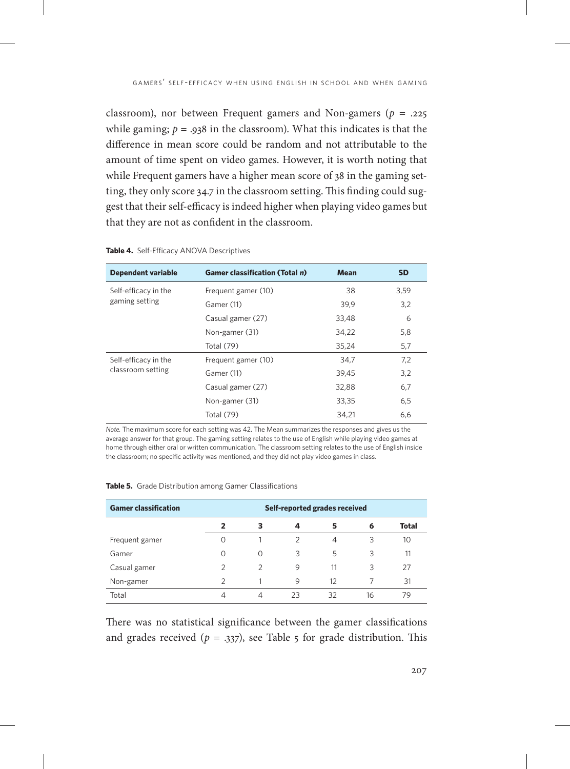classroom), nor between Frequent gamers and Non-gamers ($p$ = .225 while gaming; $p$ = .938 in the classroom). What this indicates is that the difference in mean score could be random and not attributable to the amount of time spent on video games. However, it is worth noting that while Frequent gamers have a higher mean score of 38 in the gaming setting, they only score 34.7 in the classroom setting. This finding could suggest that their self-efficacy is indeed higher when playing video games but that they are not as confident in the classroom.

**Table 4.** Self-Efficacy ANOVA Descriptives

| Dependent variable | Gamer classification (Total *n*) | Mean | SD |
|---|---|---|---|
| Self-efficacy in the gaming setting | Frequent gamer (10) | 38 | 3,59 |
| | Gamer (11) | 39,9 | 3,2 |
| | Casual gamer (27) | 33,48 | 6 |
| | Non-gamer (31) | 34,22 | 5,8 |
| | Total (79) | 35,24 | 5,7 |
| Self-efficacy in the classroom setting | Frequent gamer (10) | 34,7 | 7,2 |
| | Gamer (11) | 39,45 | 3,2 |
| | Casual gamer (27) | 32,88 | 6,7 |
| | Non-gamer (31) | 33,35 | 6,5 |
| | Total (79) | 34,21 | 6,6 |

*Note.* The maximum score for each setting was 42. The Mean summarizes the responses and gives us the average answer for that group. The gaming setting relates to the use of English while playing video games at home through either oral or written communication. The classroom setting relates to the use of English inside the classroom; no specific activity was mentioned, and they did not play video games in class.

**Table 5.** Grade Distribution among Gamer Classifications

| Gamer classification | Self-reported grades received | | | | | |
|---|---|---|---|---|---|---|
| | 2 | 3 | 4 | 5 | 6 | Total |
| Frequent gamer | 0 | 1 | 2 | 4 | 3 | 10 |
| Gamer | 0 | 0 | 3 | 5 | 3 | 11 |
| Casual gamer | 2 | 2 | 9 | 11 | 3 | 27 |
| Non-gamer | 2 | 1 | 9 | 12 | 7 | 31 |
| Total | 4 | 4 | 23 | 32 | 16 | 79 |

There was no statistical significance between the gamer classifications and grades received ($p$ = .337), see Table 5 for grade distribution. This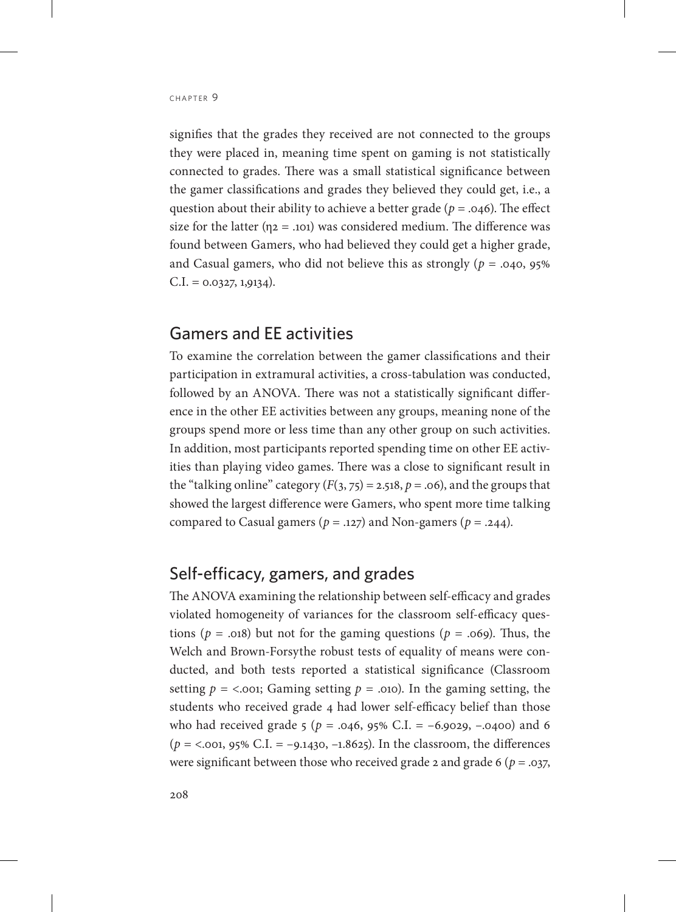signifies that the grades they received are not connected to the groups they were placed in, meaning time spent on gaming is not statistically connected to grades. There was a small statistical significance between the gamer classifications and grades they believed they could get, i.e., a question about their ability to achieve a better grade ($p$ = .046). The effect size for the latter ($\eta 2$ = .101) was considered medium. The difference was found between Gamers, who had believed they could get a higher grade, and Casual gamers, who did not believe this as strongly ($p$ = .040, 95% C.I. = 0.0327, 1,9134).

## Gamers and EE activities

To examine the correlation between the gamer classifications and their participation in extramural activities, a cross-tabulation was conducted, followed by an ANOVA. There was not a statistically significant difference in the other EE activities between any groups, meaning none of the groups spend more or less time than any other group on such activities. In addition, most participants reported spending time on other EE activities than playing video games. There was a close to significant result in the "talking online" category ($F(3, 75) = 2.518$, $p$ = .06), and the groups that showed the largest difference were Gamers, who spent more time talking compared to Casual gamers ($p$ = .127) and Non-gamers ($p$ = .244).

## Self-efficacy, gamers, and grades

The ANOVA examining the relationship between self-efficacy and grades violated homogeneity of variances for the classroom self-efficacy questions ($p$ = .018) but not for the gaming questions ($p$ = .069). Thus, the Welch and Brown-Forsythe robust tests of equality of means were conducted, and both tests reported a statistical significance (Classroom setting $p$ = <.001; Gaming setting $p$ = .010). In the gaming setting, the students who received grade 4 had lower self-efficacy belief than those who had received grade 5 ($p$ = .046, 95% C.I. = −6.9029, −.0400) and 6 ($p$ = <.001, 95% C.I. = −9.1430, −1.8625). In the classroom, the differences were significant between those who received grade 2 and grade 6 ($p$ = .037,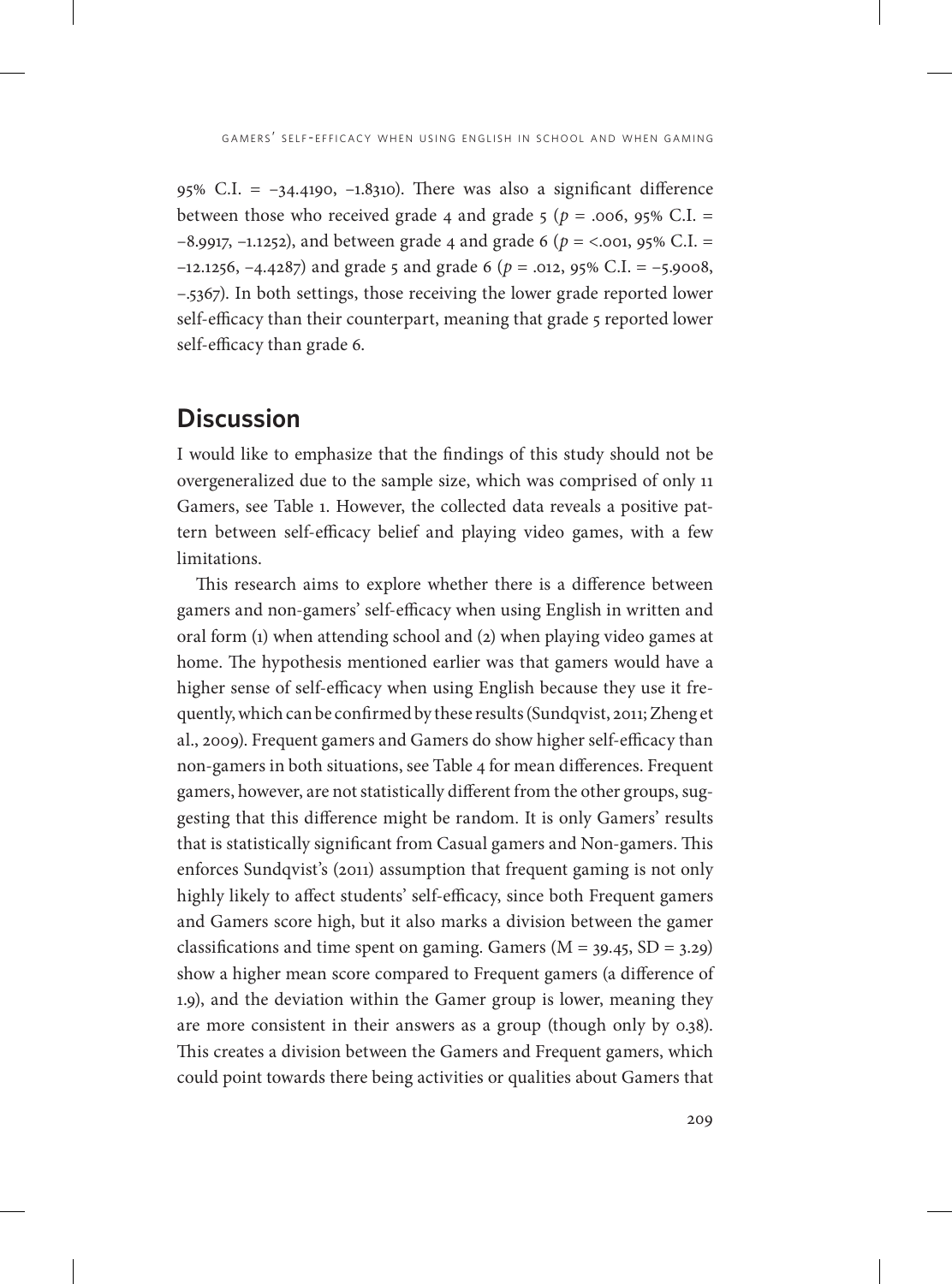95% C.I. = −34.4190, −1.8310). There was also a significant difference between those who received grade 4 and grade 5 ($p$ = .006, 95% C.I. = −8.9917, −1.1252), and between grade 4 and grade 6 ($p$ = <.001, 95% C.I. = −12.1256, −4.4287) and grade 5 and grade 6 ($p$ = .012, 95% C.I. = −5.9008, −.5367). In both settings, those receiving the lower grade reported lower self-efficacy than their counterpart, meaning that grade 5 reported lower self-efficacy than grade 6.

## Discussion

I would like to emphasize that the findings of this study should not be overgeneralized due to the sample size, which was comprised of only 11 Gamers, see Table 1. However, the collected data reveals a positive pattern between self-efficacy belief and playing video games, with a few limitations.

This research aims to explore whether there is a difference between gamers and non-gamers' self-efficacy when using English in written and oral form (1) when attending school and (2) when playing video games at home. The hypothesis mentioned earlier was that gamers would have a higher sense of self-efficacy when using English because they use it frequently, which can be confirmed by these results (Sundqvist, 2011; Zheng et al., 2009). Frequent gamers and Gamers do show higher self-efficacy than non-gamers in both situations, see Table 4 for mean differences. Frequent gamers, however, are not statistically different from the other groups, suggesting that this difference might be random. It is only Gamers' results that is statistically significant from Casual gamers and Non-gamers. This enforces Sundqvist's (2011) assumption that frequent gaming is not only highly likely to affect students' self-efficacy, since both Frequent gamers and Gamers score high, but it also marks a division between the gamer classifications and time spent on gaming. Gamers ($M$ = 39.45, $SD$ = 3.29) show a higher mean score compared to Frequent gamers (a difference of 1.9), and the deviation within the Gamer group is lower, meaning they are more consistent in their answers as a group (though only by 0.38). This creates a division between the Gamers and Frequent gamers, which could point towards there being activities or qualities about Gamers that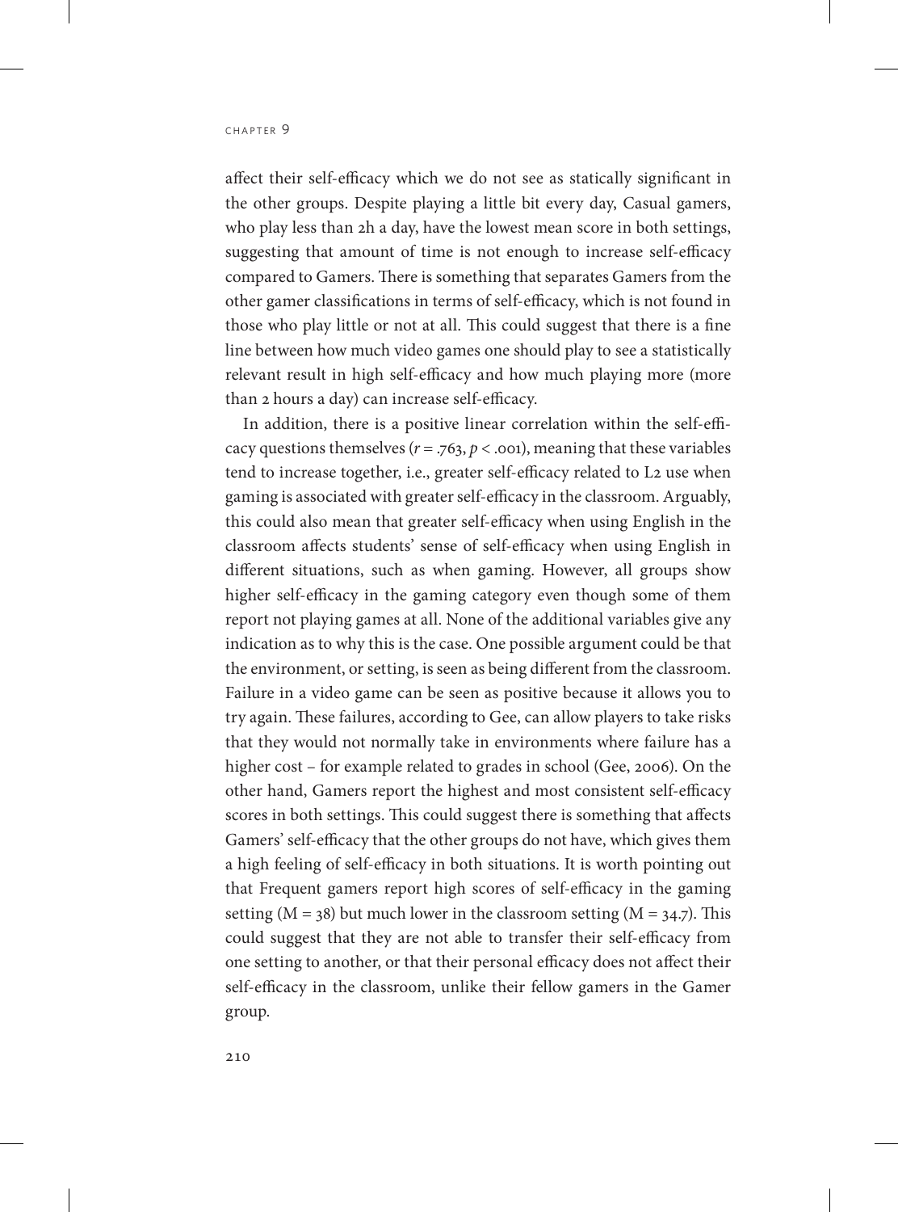affect their self-efficacy which we do not see as statically significant in the other groups. Despite playing a little bit every day, Casual gamers, who play less than 2h a day, have the lowest mean score in both settings, suggesting that amount of time is not enough to increase self-efficacy compared to Gamers. There is something that separates Gamers from the other gamer classifications in terms of self-efficacy, which is not found in those who play little or not at all. This could suggest that there is a fine line between how much video games one should play to see a statistically relevant result in high self-efficacy and how much playing more (more than 2 hours a day) can increase self-efficacy.

In addition, there is a positive linear correlation within the self-efficacy questions themselves ($r = .763$, $p < .001$), meaning that these variables tend to increase together, i.e., greater self-efficacy related to L2 use when gaming is associated with greater self-efficacy in the classroom. Arguably, this could also mean that greater self-efficacy when using English in the classroom affects students' sense of self-efficacy when using English in different situations, such as when gaming. However, all groups show higher self-efficacy in the gaming category even though some of them report not playing games at all. None of the additional variables give any indication as to why this is the case. One possible argument could be that the environment, or setting, is seen as being different from the classroom. Failure in a video game can be seen as positive because it allows you to try again. These failures, according to Gee, can allow players to take risks that they would not normally take in environments where failure has a higher cost – for example related to grades in school (Gee, 2006). On the other hand, Gamers report the highest and most consistent self-efficacy scores in both settings. This could suggest there is something that affects Gamers' self-efficacy that the other groups do not have, which gives them a high feeling of self-efficacy in both situations. It is worth pointing out that Frequent gamers report high scores of self-efficacy in the gaming setting ($M = 38$) but much lower in the classroom setting ($M = 34.7$). This could suggest that they are not able to transfer their self-efficacy from one setting to another, or that their personal efficacy does not affect their self-efficacy in the classroom, unlike their fellow gamers in the Gamer group.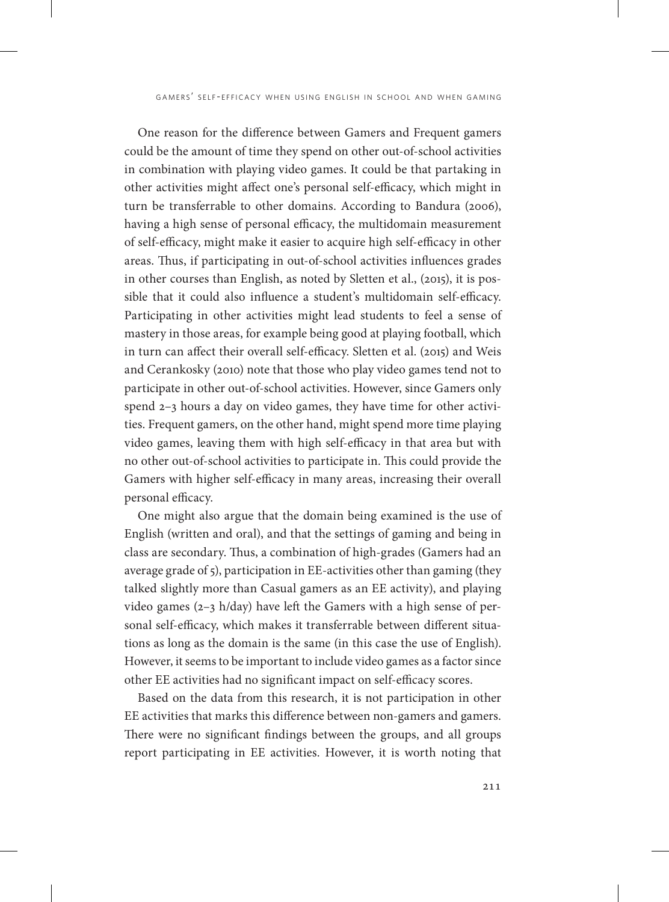One reason for the difference between Gamers and Frequent gamers could be the amount of time they spend on other out-of-school activities in combination with playing video games. It could be that partaking in other activities might affect one's personal self-efficacy, which might in turn be transferrable to other domains. According to Bandura (2006), having a high sense of personal efficacy, the multidomain measurement of self-efficacy, might make it easier to acquire high self-efficacy in other areas. Thus, if participating in out-of-school activities influences grades in other courses than English, as noted by Sletten et al., (2015), it is possible that it could also influence a student's multidomain self-efficacy. Participating in other activities might lead students to feel a sense of mastery in those areas, for example being good at playing football, which in turn can affect their overall self-efficacy. Sletten et al. (2015) and Weis and Cerankosky (2010) note that those who play video games tend not to participate in other out-of-school activities. However, since Gamers only spend 2–3 hours a day on video games, they have time for other activities. Frequent gamers, on the other hand, might spend more time playing video games, leaving them with high self-efficacy in that area but with no other out-of-school activities to participate in. This could provide the Gamers with higher self-efficacy in many areas, increasing their overall personal efficacy.

One might also argue that the domain being examined is the use of English (written and oral), and that the settings of gaming and being in class are secondary. Thus, a combination of high-grades (Gamers had an average grade of 5), participation in EE-activities other than gaming (they talked slightly more than Casual gamers as an EE activity), and playing video games (2–3 h/day) have left the Gamers with a high sense of personal self-efficacy, which makes it transferrable between different situations as long as the domain is the same (in this case the use of English). However, it seems to be important to include video games as a factor since other EE activities had no significant impact on self-efficacy scores.

Based on the data from this research, it is not participation in other EE activities that marks this difference between non-gamers and gamers. There were no significant findings between the groups, and all groups report participating in EE activities. However, it is worth noting that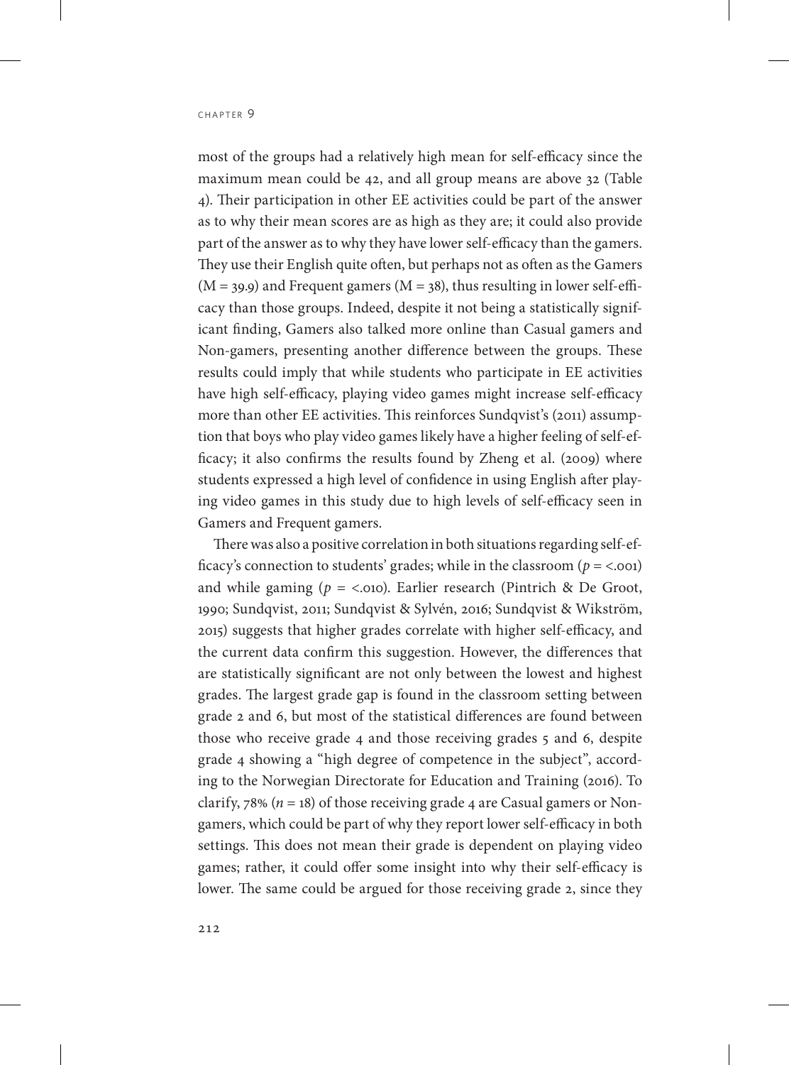most of the groups had a relatively high mean for self-efficacy since the maximum mean could be 42, and all group means are above 32 (Table 4). Their participation in other EE activities could be part of the answer as to why their mean scores are as high as they are; it could also provide part of the answer as to why they have lower self-efficacy than the gamers. They use their English quite often, but perhaps not as often as the Gamers (M = 39.9) and Frequent gamers (M = 38), thus resulting in lower self-efficacy than those groups. Indeed, despite it not being a statistically significant finding, Gamers also talked more online than Casual gamers and Non-gamers, presenting another difference between the groups. These results could imply that while students who participate in EE activities have high self-efficacy, playing video games might increase self-efficacy more than other EE activities. This reinforces Sundqvist's (2011) assumption that boys who play video games likely have a higher feeling of self-efficacy; it also confirms the results found by Zheng et al. (2009) where students expressed a high level of confidence in using English after playing video games in this study due to high levels of self-efficacy seen in Gamers and Frequent gamers.

There was also a positive correlation in both situations regarding self-efficacy's connection to students' grades; while in the classroom ($p$ = <.001) and while gaming ($p$ = <.010). Earlier research (Pintrich & De Groot, 1990; Sundqvist, 2011; Sundqvist & Sylvén, 2016; Sundqvist & Wikström, 2015) suggests that higher grades correlate with higher self-efficacy, and the current data confirm this suggestion. However, the differences that are statistically significant are not only between the lowest and highest grades. The largest grade gap is found in the classroom setting between grade 2 and 6, but most of the statistical differences are found between those who receive grade 4 and those receiving grades 5 and 6, despite grade 4 showing a "high degree of competence in the subject", according to the Norwegian Directorate for Education and Training (2016). To clarify, 78% ($n$ = 18) of those receiving grade 4 are Casual gamers or Non-gamers, which could be part of why they report lower self-efficacy in both settings. This does not mean their grade is dependent on playing video games; rather, it could offer some insight into why their self-efficacy is lower. The same could be argued for those receiving grade 2, since they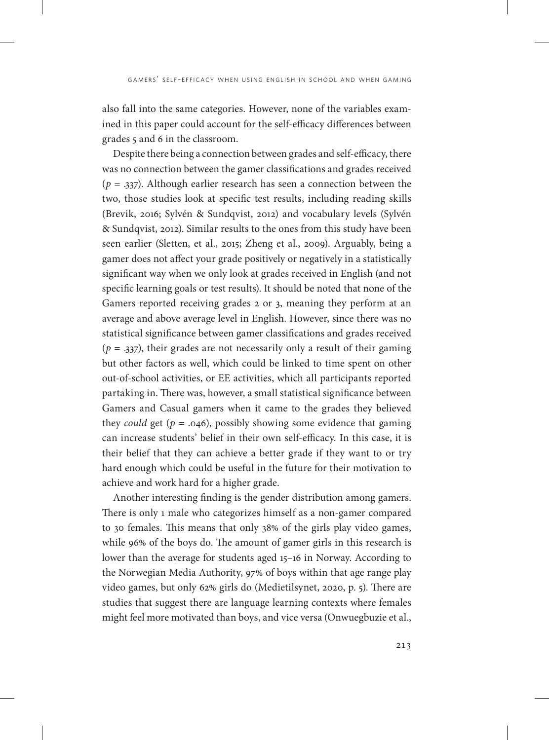also fall into the same categories. However, none of the variables examined in this paper could account for the self-efficacy differences between grades 5 and 6 in the classroom.

Despite there being a connection between grades and self-efficacy, there was no connection between the gamer classifications and grades received ($p = .337$). Although earlier research has seen a connection between the two, those studies look at specific test results, including reading skills (Brevik, 2016; Sylvén & Sundqvist, 2012) and vocabulary levels (Sylvén & Sundqvist, 2012). Similar results to the ones from this study have been seen earlier (Sletten, et al., 2015; Zheng et al., 2009). Arguably, being a gamer does not affect your grade positively or negatively in a statistically significant way when we only look at grades received in English (and not specific learning goals or test results). It should be noted that none of the Gamers reported receiving grades 2 or 3, meaning they perform at an average and above average level in English. However, since there was no statistical significance between gamer classifications and grades received ($p = .337$), their grades are not necessarily only a result of their gaming but other factors as well, which could be linked to time spent on other out-of-school activities, or EE activities, which all participants reported partaking in. There was, however, a small statistical significance between Gamers and Casual gamers when it came to the grades they believed they *could* get ($p = .046$), possibly showing some evidence that gaming can increase students' belief in their own self-efficacy. In this case, it is their belief that they can achieve a better grade if they want to or try hard enough which could be useful in the future for their motivation to achieve and work hard for a higher grade.

Another interesting finding is the gender distribution among gamers. There is only 1 male who categorizes himself as a non-gamer compared to 30 females. This means that only 38% of the girls play video games, while 96% of the boys do. The amount of gamer girls in this research is lower than the average for students aged 15–16 in Norway. According to the Norwegian Media Authority, 97% of boys within that age range play video games, but only 62% girls do (Medietilsynet, 2020, p. 5). There are studies that suggest there are language learning contexts where females might feel more motivated than boys, and vice versa (Onwuegbuzie et al.,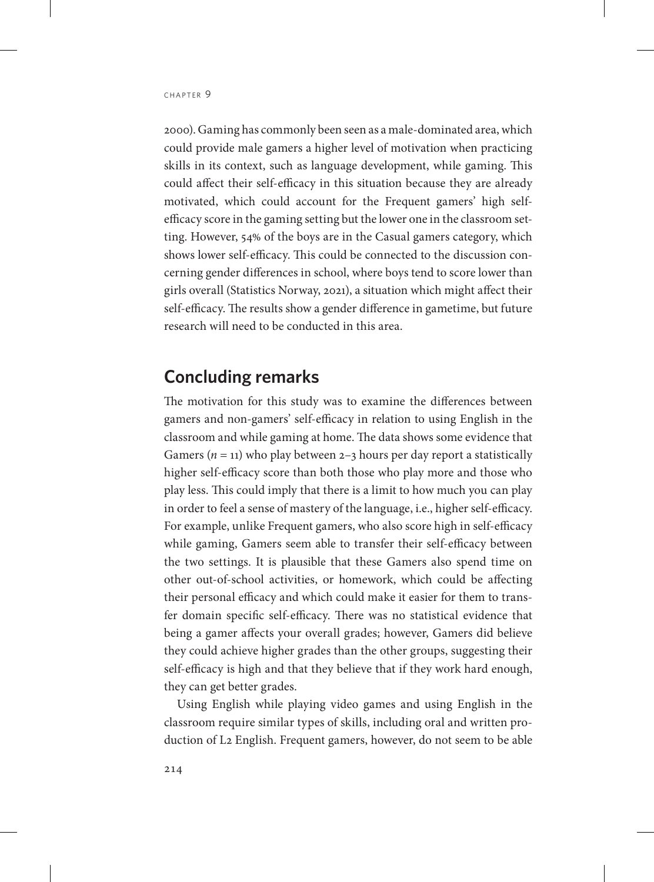2000). Gaming has commonly been seen as a male-dominated area, which could provide male gamers a higher level of motivation when practicing skills in its context, such as language development, while gaming. This could affect their self-efficacy in this situation because they are already motivated, which could account for the Frequent gamers' high self-efficacy score in the gaming setting but the lower one in the classroom setting. However, 54% of the boys are in the Casual gamers category, which shows lower self-efficacy. This could be connected to the discussion concerning gender differences in school, where boys tend to score lower than girls overall (Statistics Norway, 2021), a situation which might affect their self-efficacy. The results show a gender difference in gametime, but future research will need to be conducted in this area.

## Concluding remarks

The motivation for this study was to examine the differences between gamers and non-gamers' self-efficacy in relation to using English in the classroom and while gaming at home. The data shows some evidence that Gamers ($n = 11$) who play between 2–3 hours per day report a statistically higher self-efficacy score than both those who play more and those who play less. This could imply that there is a limit to how much you can play in order to feel a sense of mastery of the language, i.e., higher self-efficacy. For example, unlike Frequent gamers, who also score high in self-efficacy while gaming, Gamers seem able to transfer their self-efficacy between the two settings. It is plausible that these Gamers also spend time on other out-of-school activities, or homework, which could be affecting their personal efficacy and which could make it easier for them to transfer domain specific self-efficacy. There was no statistical evidence that being a gamer affects your overall grades; however, Gamers did believe they could achieve higher grades than the other groups, suggesting their self-efficacy is high and that they believe that if they work hard enough, they can get better grades.

Using English while playing video games and using English in the classroom require similar types of skills, including oral and written production of L2 English. Frequent gamers, however, do not seem to be able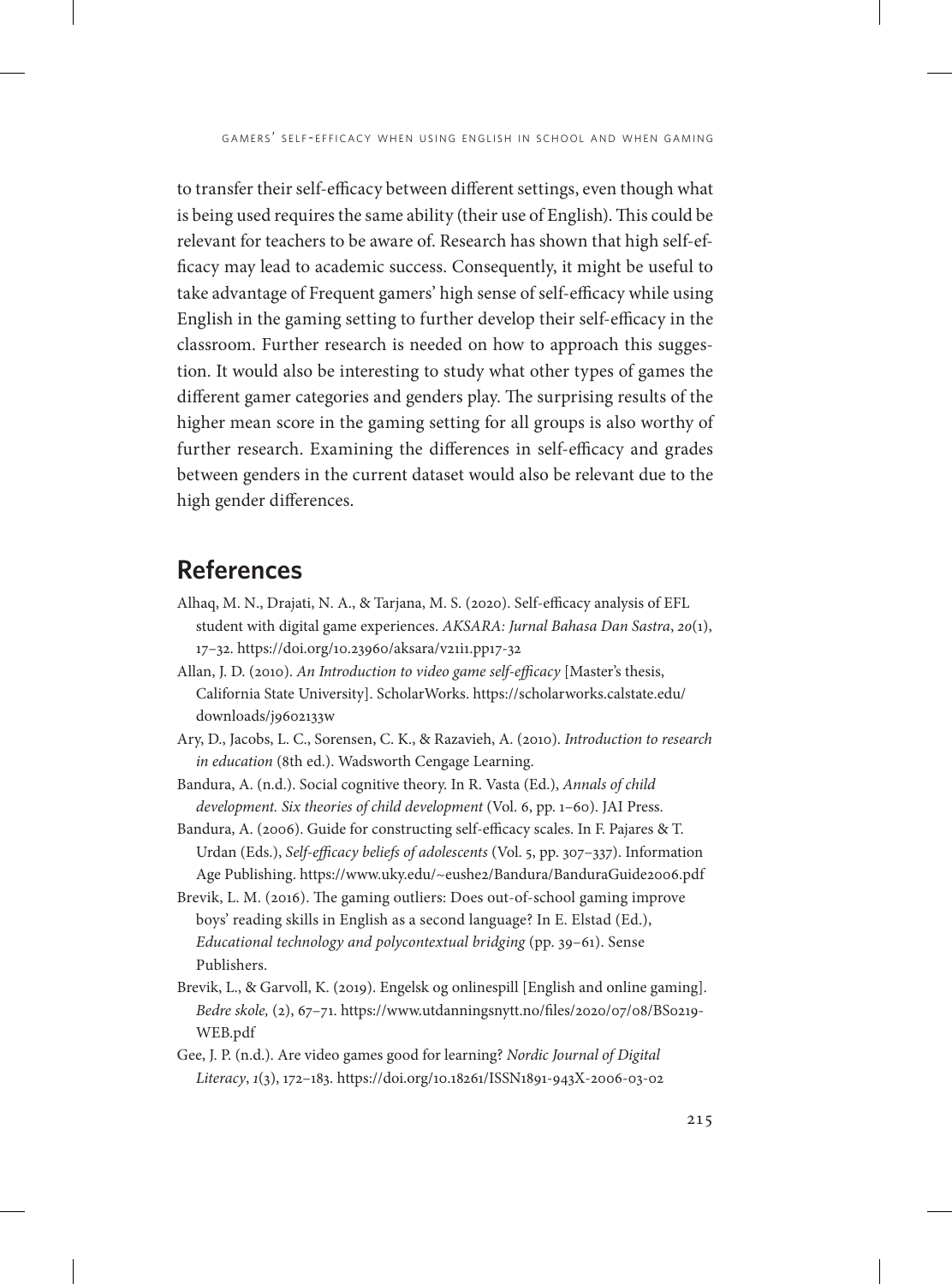to transfer their self-efficacy between different settings, even though what is being used requires the same ability (their use of English). This could be relevant for teachers to be aware of. Research has shown that high self-efficacy may lead to academic success. Consequently, it might be useful to take advantage of Frequent gamers' high sense of self-efficacy while using English in the gaming setting to further develop their self-efficacy in the classroom. Further research is needed on how to approach this suggestion. It would also be interesting to study what other types of games the different gamer categories and genders play. The surprising results of the higher mean score in the gaming setting for all groups is also worthy of further research. Examining the differences in self-efficacy and grades between genders in the current dataset would also be relevant due to the high gender differences.

## References

Alhaq, M. N., Drajati, N. A., & Tarjana, M. S. (2020). Self-efficacy analysis of EFL student with digital game experiences. *AKSARA: Jurnal Bahasa Dan Sastra*, *20*(1), 17–32. https://doi.org/10.23960/aksara/v21i1.pp17-32

Allan, J. D. (2010). *An Introduction to video game self-efficacy* [Master's thesis, California State University]. ScholarWorks. https://scholarworks.calstate.edu/downloads/j9602133w

Ary, D., Jacobs, L. C., Sorensen, C. K., & Razavieh, A. (2010). *Introduction to research in education* (8th ed.). Wadsworth Cengage Learning.

Bandura, A. (n.d.). Social cognitive theory. In R. Vasta (Ed.), *Annals of child development. Six theories of child development* (Vol. 6, pp. 1–60). JAI Press.

Bandura, A. (2006). Guide for constructing self-efficacy scales. In F. Pajares & T. Urdan (Eds.), *Self-efficacy beliefs of adolescents* (Vol. 5, pp. 307–337). Information Age Publishing. https://www.uky.edu/~eushe2/Bandura/BanduraGuide2006.pdf

Brevik, L. M. (2016). The gaming outliers: Does out-of-school gaming improve boys' reading skills in English as a second language? In E. Elstad (Ed.), *Educational technology and polycontextual bridging* (pp. 39–61). Sense Publishers.

Brevik, L., & Garvoll, K. (2019). Engelsk og onlinespill [English and online gaming]. *Bedre skole,* (2), 67–71. https://www.utdanningsnytt.no/files/2020/07/08/BS0219-WEB.pdf

Gee, J. P. (n.d.). Are video games good for learning? *Nordic Journal of Digital Literacy*, *1*(3), 172–183. https://doi.org/10.18261/ISSN1891-943X-2006-03-02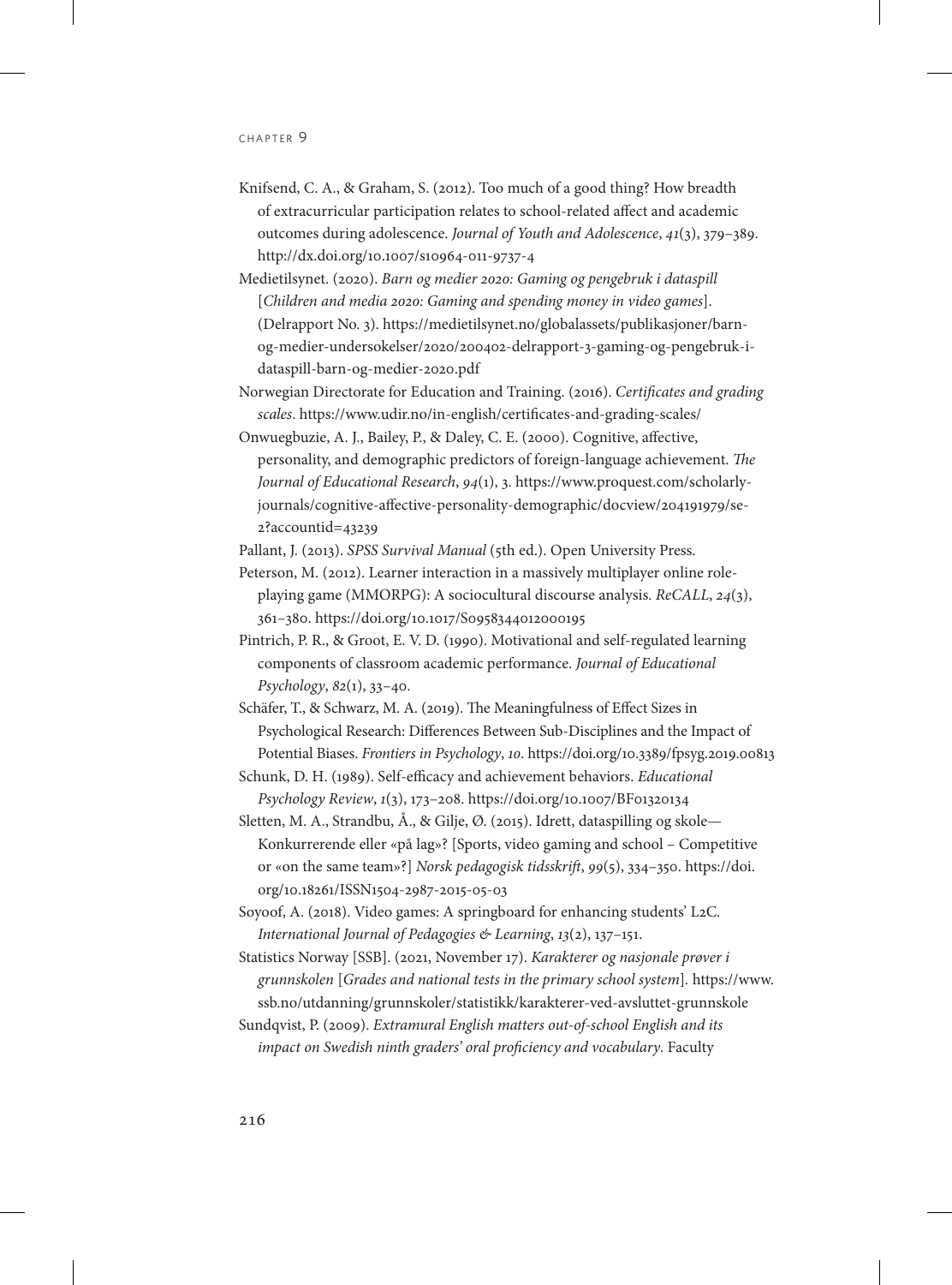Knifsend, C. A., & Graham, S. (2012). Too much of a good thing? How breadth of extracurricular participation relates to school-related affect and academic outcomes during adolescence. *Journal of Youth and Adolescence*, *41*(3), 379–389. http://dx.doi.org/10.1007/s10964-011-9737-4

Medietilsynet. (2020). *Barn og medier 2020: Gaming og pengebruk i dataspill* [*Children and media 2020: Gaming and spending money in video games*]. (Delrapport No. 3). https://medietilsynet.no/globalassets/publikasjoner/barn-og-medier-undersokelser/2020/200402-delrapport-3-gaming-og-pengebruk-i-dataspill-barn-og-medier-2020.pdf

Norwegian Directorate for Education and Training. (2016). *Certificates and grading scales*. https://www.udir.no/in-english/certificates-and-grading-scales/

Onwuegbuzie, A. J., Bailey, P., & Daley, C. E. (2000). Cognitive, affective, personality, and demographic predictors of foreign-language achievement. *The Journal of Educational Research*, *94*(1), 3. https://www.proquest.com/scholarly-journals/cognitive-affective-personality-demographic/docview/204191979/se-2?accountid=43239

Pallant, J. (2013). *SPSS Survival Manual* (5th ed.). Open University Press.

Peterson, M. (2012). Learner interaction in a massively multiplayer online role-playing game (MMORPG): A sociocultural discourse analysis. *ReCALL*, *24*(3), 361–380. https://doi.org/10.1017/S0958344012000195

Pintrich, P. R., & Groot, E. V. D. (1990). Motivational and self-regulated learning components of classroom academic performance. *Journal of Educational Psychology*, *82*(1), 33–40.

Schäfer, T., & Schwarz, M. A. (2019). The Meaningfulness of Effect Sizes in Psychological Research: Differences Between Sub-Disciplines and the Impact of Potential Biases. *Frontiers in Psychology*, *10*. https://doi.org/10.3389/fpsyg.2019.00813

Schunk, D. H. (1989). Self-efficacy and achievement behaviors. *Educational Psychology Review*, *1*(3), 173–208. https://doi.org/10.1007/BF01320134

Sletten, M. A., Strandbu, Å., & Gilje, Ø. (2015). Idrett, dataspilling og skole—Konkurrerende eller «på lag»? [Sports, video gaming and school – Competitive or «on the same team»?] *Norsk pedagogisk tidsskrift*, *99*(5), 334–350. https://doi.org/10.18261/ISSN1504-2987-2015-05-03

Soyoof, A. (2018). Video games: A springboard for enhancing students' L2C. *International Journal of Pedagogies & Learning*, *13*(2), 137–151.

Statistics Norway [SSB]. (2021, November 17). *Karakterer og nasjonale prøver i grunnskolen* [*Grades and national tests in the primary school system*]. https://www.ssb.no/utdanning/grunnskoler/statistikk/karakterer-ved-avsluttet-grunnskole

Sundqvist, P. (2009). *Extramural English matters out-of-school English and its impact on Swedish ninth graders' oral proficiency and vocabulary*. Faculty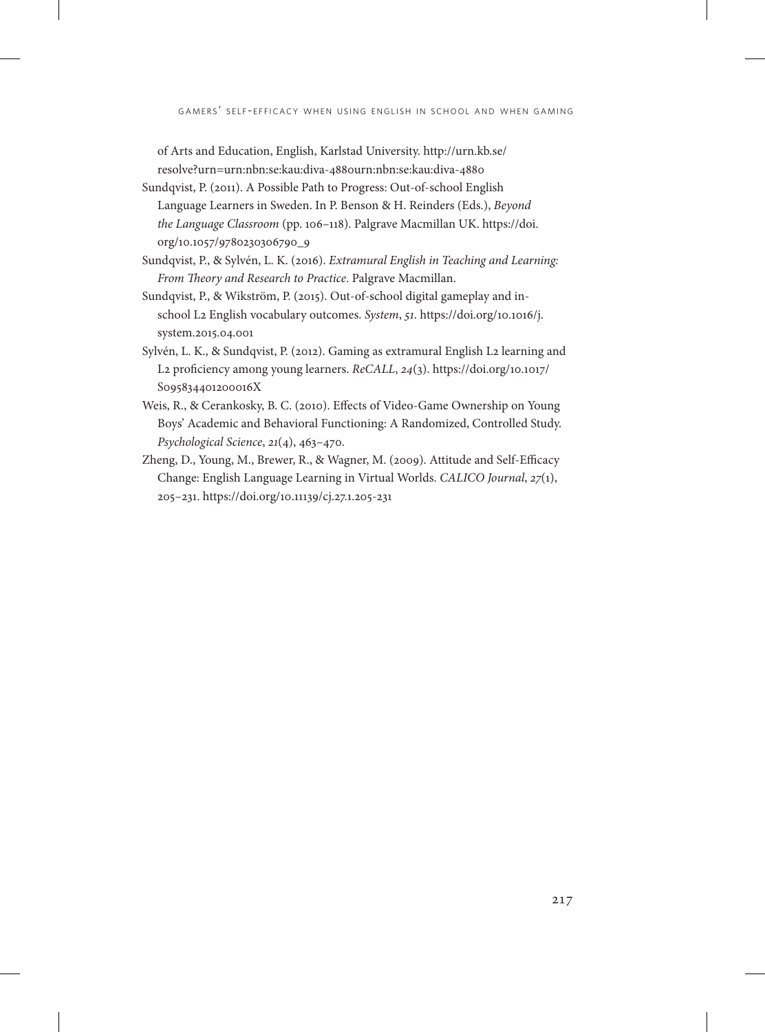of Arts and Education, English, Karlstad University. http://urn.kb.se/resolve?urn=urn:nbn:se:kau:diva-4880urn:nbn:se:kau:diva-4880

Sundqvist, P. (2011). A Possible Path to Progress: Out-of-school English Language Learners in Sweden. In P. Benson & H. Reinders (Eds.), *Beyond the Language Classroom* (pp. 106–118). Palgrave Macmillan UK. https://doi.org/10.1057/9780230306790_9

Sundqvist, P., & Sylvén, L. K. (2016). *Extramural English in Teaching and Learning: From Theory and Research to Practice*. Palgrave Macmillan.

Sundqvist, P., & Wikström, P. (2015). Out-of-school digital gameplay and in-school L2 English vocabulary outcomes. *System*, *51*. https://doi.org/10.1016/j.system.2015.04.001

Sylvén, L. K., & Sundqvist, P. (2012). Gaming as extramural English L2 learning and L2 proficiency among young learners. *ReCALL*, *24*(3). https://doi.org/10.1017/S095834401200016X

Weis, R., & Cerankosky, B. C. (2010). Effects of Video-Game Ownership on Young Boys' Academic and Behavioral Functioning: A Randomized, Controlled Study. *Psychological Science*, *21*(4), 463–470.

Zheng, D., Young, M., Brewer, R., & Wagner, M. (2009). Attitude and Self-Efficacy Change: English Language Learning in Virtual Worlds. *CALICO Journal*, *27*(1), 205–231. https://doi.org/10.11139/cj.27.1.205-231